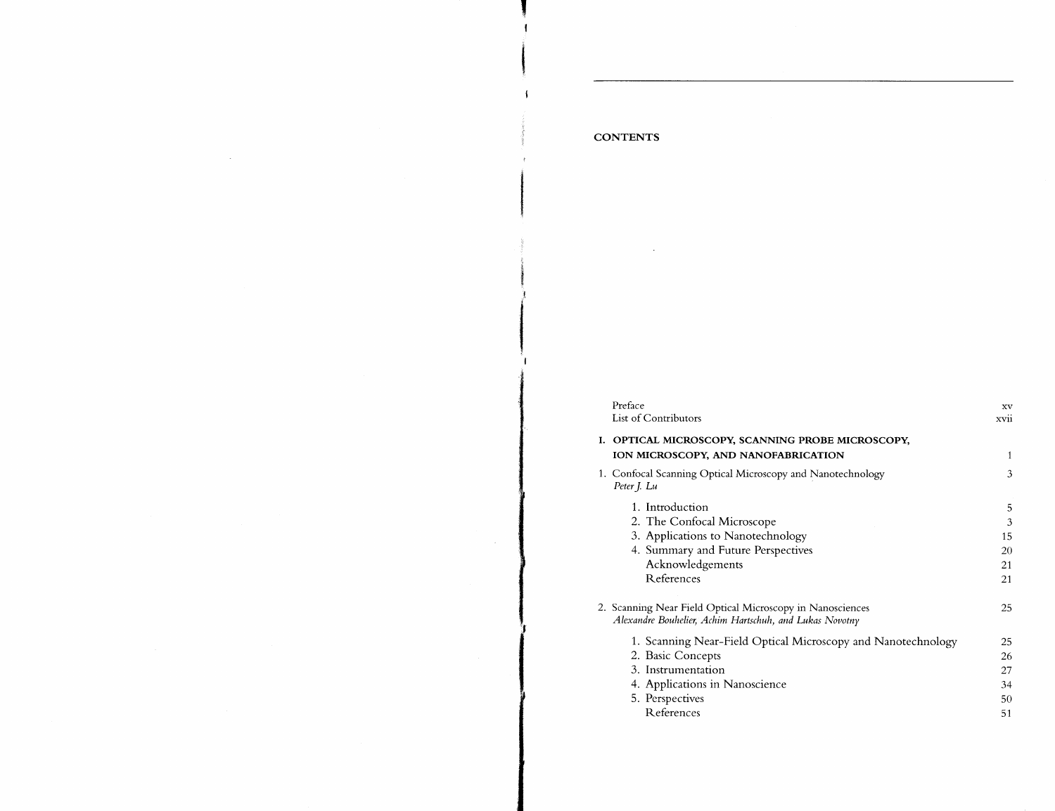# CONTENTS

| | |
|---|---|
| Preface | xv |
| List of Contributors | xvii |
| **I. OPTICAL MICROSCOPY, SCANNING PROBE MICROSCOPY, ION MICROSCOPY, AND NANOFABRICATION** | 1 |
| 1. Confocal Scanning Optical Microscopy and Nanotechnology<br>*Peter J. Lu* | 3 |
| 1. Introduction | 5 |
| 2. The Confocal Microscope | 3 |
| 3. Applications to Nanotechnology | 15 |
| 4. Summary and Future Perspectives | 20 |
| Acknowledgements | 21 |
| References | 21 |
| 2. Scanning Near Field Optical Microscopy in Nanosciences<br>*Alexandre Bouhelier, Achim Hartschuh, and Lukas Novotny* | 25 |
| 1. Scanning Near-Field Optical Microscopy and Nanotechnology | 25 |
| 2. Basic Concepts | 26 |
| 3. Instrumentation | 27 |
| 4. Applications in Nanoscience | 34 |
| 5. Perspectives | 50 |
| References | 51 |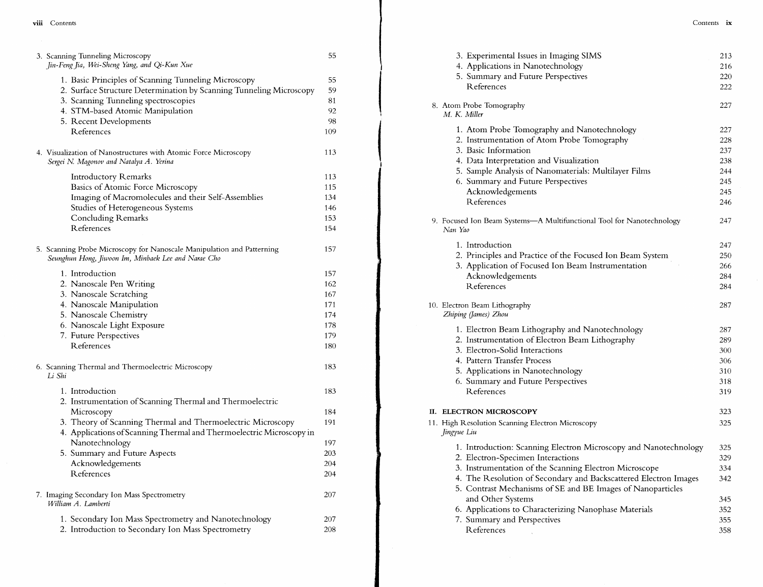3. Scanning Tunneling Microscopy — 55
*Jin-Feng Jia, Wei-Sheng Yang, and Qi-Kun Xue*

1. Basic Principles of Scanning Tunneling Microscopy — 55
2. Surface Structure Determination by Scanning Tunneling Microscopy — 59
3. Scanning Tunneling spectroscopies — 81
4. STM-based Atomic Manipulation — 92
5. Recent Developments — 98
   References — 109

4. Visualization of Nanostructures with Atomic Force Microscopy — 113
*Sergei N. Magonov and Natalya A. Yerina*

Introductory Remarks — 113
Basics of Atomic Force Microscopy — 115
Imaging of Macromolecules and their Self-Assemblies — 134
Studies of Heterogeneous Systems — 146
Concluding Remarks — 153
References — 154

5. Scanning Probe Microscopy for Nanoscale Manipulation and Patterning — 157
*Seunghun Hong, Jiwoon Im, Minbaek Lee and Narae Cho*

1. Introduction — 157
2. Nanoscale Pen Writing — 162
3. Nanoscale Scratching — 167
4. Nanoscale Manipulation — 171
5. Nanoscale Chemistry — 174
6. Nanoscale Light Exposure — 178
7. Future Perspectives — 179
   References — 180

6. Scanning Thermal and Thermoelectric Microscopy — 183
*Li Shi*

1. Introduction — 183
2. Instrumentation of Scanning Thermal and Thermoelectric Microscopy — 184
3. Theory of Scanning Thermal and Thermoelectric Microscopy — 191
4. Applications of Scanning Thermal and Thermoelectric Microscopy in Nanotechnology — 197
5. Summary and Future Aspects — 203
   Acknowledgements — 204
   References — 204

7. Imaging Secondary Ion Mass Spectrometry — 207
*William A. Lamberti*

1. Secondary Ion Mass Spectrometry and Nanotechnology — 207
2. Introduction to Secondary Ion Mass Spectrometry — 208
3. Experimental Issues in Imaging SIMS — 213
4. Applications in Nanotechnology — 216
5. Summary and Future Perspectives — 220
   References — 222

8. Atom Probe Tomography — 227
*M. K. Miller*

1. Atom Probe Tomography and Nanotechnology — 227
2. Instrumentation of Atom Probe Tomography — 228
3. Basic Information — 237
4. Data Interpretation and Visualization — 238
5. Sample Analysis of Nanomaterials: Multilayer Films — 244
6. Summary and Future Perspectives — 245
   Acknowledgements — 245
   References — 246

9. Focused Ion Beam Systems—A Multifunctional Tool for Nanotechnology — 247
*Nan Yao*

1. Introduction — 247
2. Principles and Practice of the Focused Ion Beam System — 250
3. Application of Focused Ion Beam Instrumentation — 266
   Acknowledgements — 284
   References — 284

10. Electron Beam Lithography — 287
*Zhiping (James) Zhou*

1. Electron Beam Lithography and Nanotechnology — 287
2. Instrumentation of Electron Beam Lithography — 289
3. Electron-Solid Interactions — 300
4. Pattern Transfer Process — 306
5. Applications in Nanotechnology — 310
6. Summary and Future Perspectives — 318
   References — 319

**II. ELECTRON MICROSCOPY** — 323

11. High Resolution Scanning Electron Microscopy — 325
*Jingyue Liu*

1. Introduction: Scanning Electron Microscopy and Nanotechnology — 325
2. Electron-Specimen Interactions — 329
3. Instrumentation of the Scanning Electron Microscope — 334
4. The Resolution of Secondary and Backscattered Electron Images — 342
5. Contrast Mechanisms of SE and BE Images of Nanoparticles and Other Systems — 345
6. Applications to Characterizing Nanophase Materials — 352
7. Summary and Perspectives — 355
   References — 358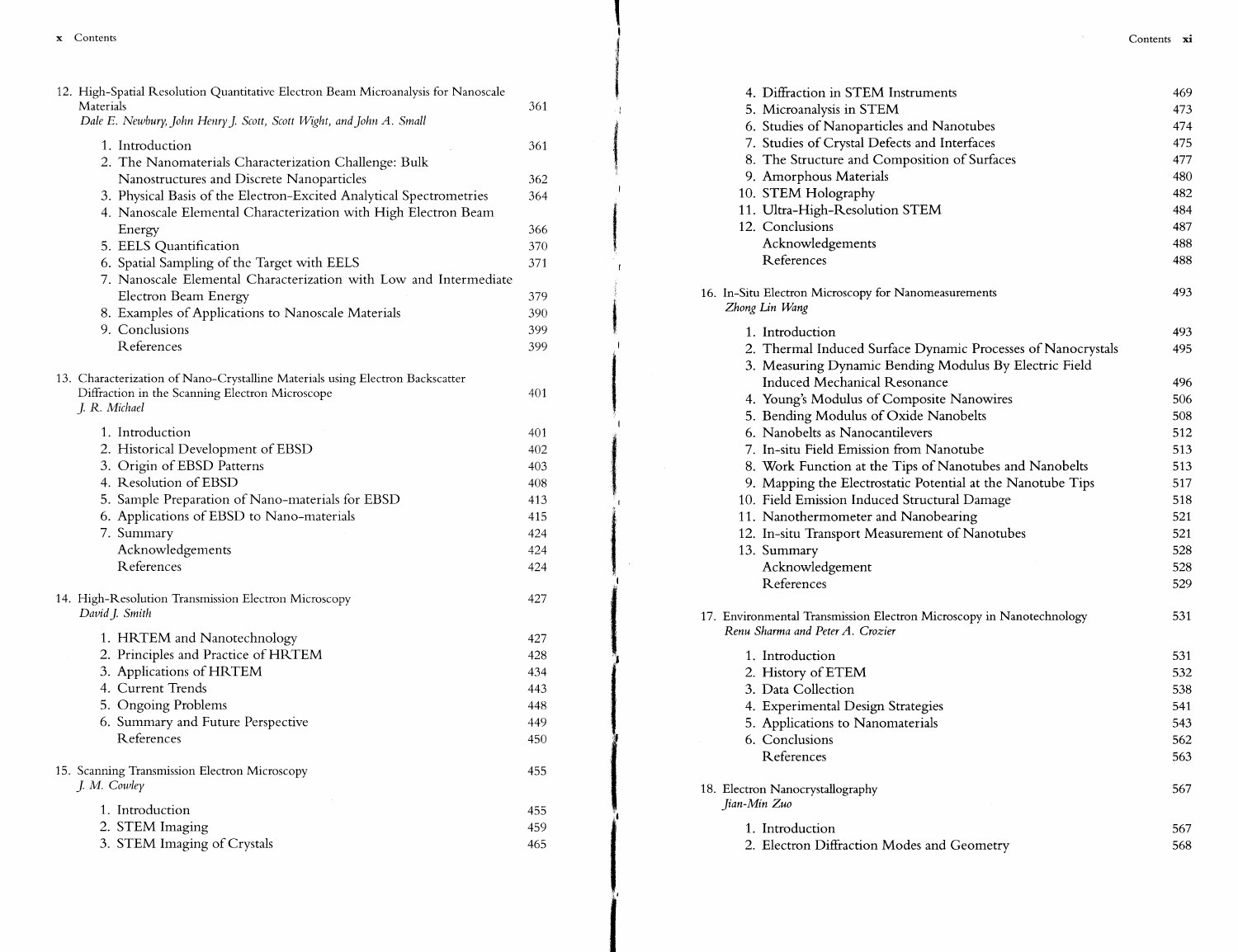12. High-Spatial Resolution Quantitative Electron Beam Microanalysis for Nanoscale Materials 361
*Dale E. Newbury, John Henry J. Scott, Scott Wight, and John A. Small*

- 1. Introduction 361
- 2. The Nanomaterials Characterization Challenge: Bulk Nanostructures and Discrete Nanoparticles 362
- 3. Physical Basis of the Electron-Excited Analytical Spectrometries 364
- 4. Nanoscale Elemental Characterization with High Electron Beam Energy 366
- 5. EELS Quantification 370
- 6. Spatial Sampling of the Target with EELS 371
- 7. Nanoscale Elemental Characterization with Low and Intermediate Electron Beam Energy 379
- 8. Examples of Applications to Nanoscale Materials 390
- 9. Conclusions 399
- References 399

13. Characterization of Nano-Crystalline Materials using Electron Backscatter Diffraction in the Scanning Electron Microscope 401
*J. R. Michael*

- 1. Introduction 401
- 2. Historical Development of EBSD 402
- 3. Origin of EBSD Patterns 403
- 4. Resolution of EBSD 408
- 5. Sample Preparation of Nano-materials for EBSD 413
- 6. Applications of EBSD to Nano-materials 415
- 7. Summary 424
- Acknowledgements 424
- References 424

14. High-Resolution Transmission Electron Microscopy 427
*David J. Smith*

- 1. HRTEM and Nanotechnology 427
- 2. Principles and Practice of HRTEM 428
- 3. Applications of HRTEM 434
- 4. Current Trends 443
- 5. Ongoing Problems 448
- 6. Summary and Future Perspective 449
- References 450

15. Scanning Transmission Electron Microscopy 455
*J. M. Cowley*

- 1. Introduction 455
- 2. STEM Imaging 459
- 3. STEM Imaging of Crystals 465
- 4. Diffraction in STEM Instruments 469
- 5. Microanalysis in STEM 473
- 6. Studies of Nanoparticles and Nanotubes 474
- 7. Studies of Crystal Defects and Interfaces 475
- 8. The Structure and Composition of Surfaces 477
- 9. Amorphous Materials 480
- 10. STEM Holography 482
- 11. Ultra-High-Resolution STEM 484
- 12. Conclusions 487
- Acknowledgements 488
- References 488

16. In-Situ Electron Microscopy for Nanomeasurements 493
*Zhong Lin Wang*

- 1. Introduction 493
- 2. Thermal Induced Surface Dynamic Processes of Nanocrystals 495
- 3. Measuring Dynamic Bending Modulus By Electric Field Induced Mechanical Resonance 496
- 4. Young's Modulus of Composite Nanowires 506
- 5. Bending Modulus of Oxide Nanobelts 508
- 6. Nanobelts as Nanocantilevers 512
- 7. In-situ Field Emission from Nanotube 513
- 8. Work Function at the Tips of Nanotubes and Nanobelts 513
- 9. Mapping the Electrostatic Potential at the Nanotube Tips 517
- 10. Field Emission Induced Structural Damage 518
- 11. Nanothermometer and Nanobearing 521
- 12. In-situ Transport Measurement of Nanotubes 521
- 13. Summary 528
- Acknowledgement 528
- References 529

17. Environmental Transmission Electron Microscopy in Nanotechnology 531
*Renu Sharma and Peter A. Crozier*

- 1. Introduction 531
- 2. History of ETEM 532
- 3. Data Collection 538
- 4. Experimental Design Strategies 541
- 5. Applications to Nanomaterials 543
- 6. Conclusions 562
- References 563

18. Electron Nanocrystallography 567
*Jian-Min Zuo*

- 1. Introduction 567
- 2. Electron Diffraction Modes and Geometry 568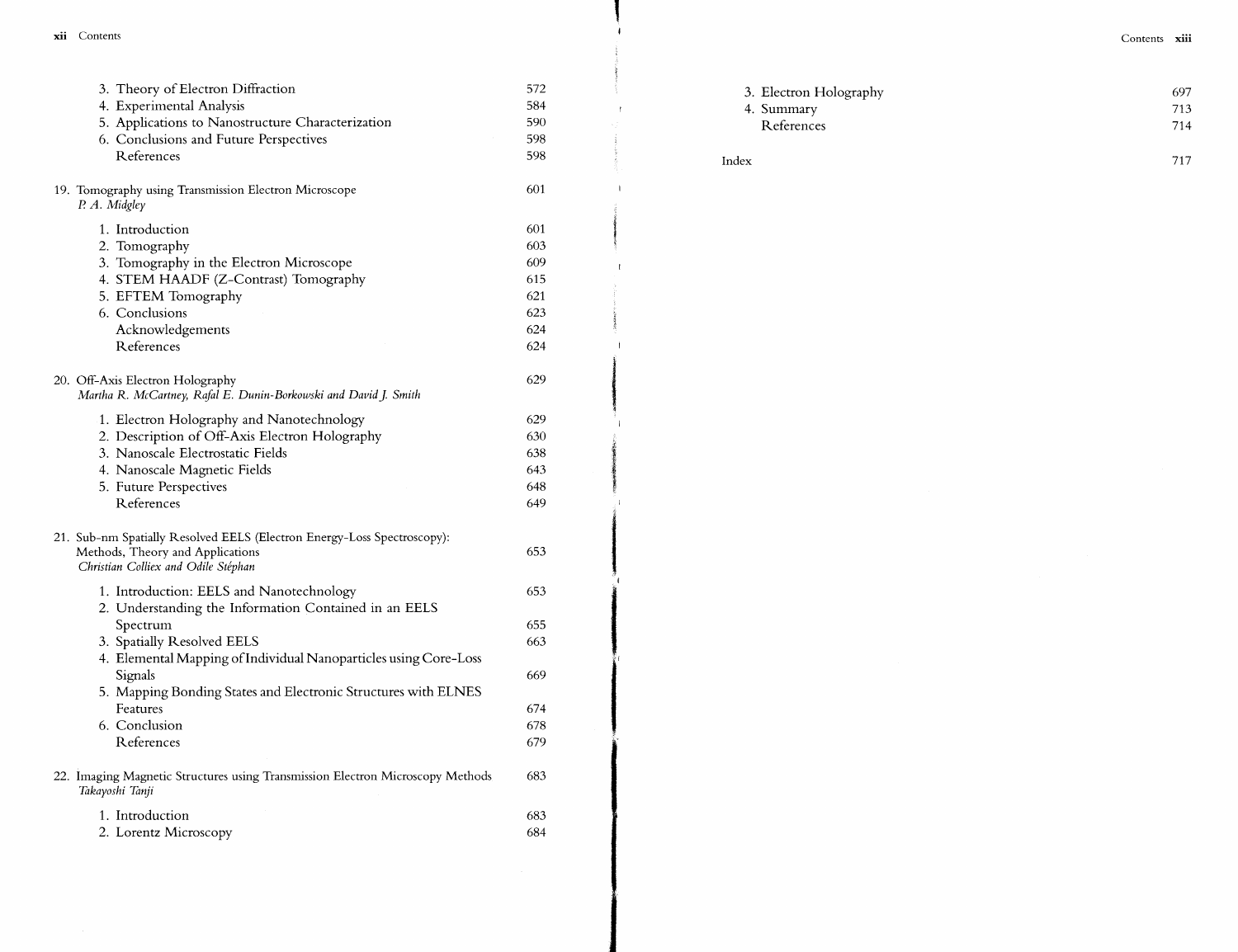3. Theory of Electron Diffraction 572
4. Experimental Analysis 584
5. Applications to Nanostructure Characterization 590
6. Conclusions and Future Perspectives 598
   References 598

19. Tomography using Transmission Electron Microscope 601
    *P. A. Midgley*

1. Introduction 601
2. Tomography 603
3. Tomography in the Electron Microscope 609
4. STEM HAADF (Z-Contrast) Tomography 615
5. EFTEM Tomography 621
6. Conclusions 623
   Acknowledgements 624
   References 624

20. Off-Axis Electron Holography 629
    *Martha R. McCartney, Rafal E. Dunin-Borkowski and David J. Smith*

1. Electron Holography and Nanotechnology 629
2. Description of Off-Axis Electron Holography 630
3. Nanoscale Electrostatic Fields 638
4. Nanoscale Magnetic Fields 643
5. Future Perspectives 648
   References 649

21. Sub-nm Spatially Resolved EELS (Electron Energy-Loss Spectroscopy): Methods, Theory and Applications 653
    *Christian Colliex and Odile Stéphan*

1. Introduction: EELS and Nanotechnology 653
2. Understanding the Information Contained in an EELS Spectrum 655
3. Spatially Resolved EELS 663
4. Elemental Mapping of Individual Nanoparticles using Core-Loss Signals 669
5. Mapping Bonding States and Electronic Structures with ELNES Features 674
6. Conclusion 678
   References 679

22. Imaging Magnetic Structures using Transmission Electron Microscopy Methods 683
    *Takayoshi Tanji*

1. Introduction 683
2. Lorentz Microscopy 684
3. Electron Holography 697
4. Summary 713
   References 714

Index 717